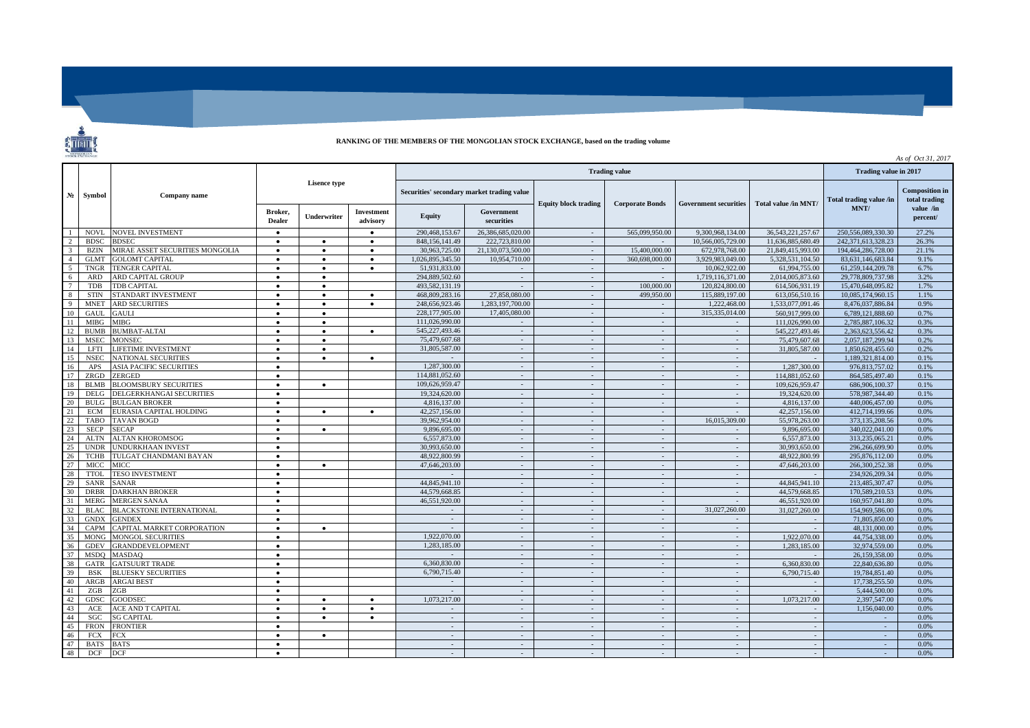# RANKING OF THE MEMBERS OF THE MONGOLIAN STOCK EXCHANGE, based on the trading volume

*As of Oct 31, 2017*

| № | Symbol | Company name | Lisence type | | | Trading value | | | | | | Trading value in 2017 | |
|---|---|---|---|---|---|---|---|---|---|---|---|---|---|
| | | | | | | Securities' secondary market trading value | | Equity block trading | Corporate Bonds | Government securities | Total value /in MNT/ | Total trading value /in MNT/ | Composition in total trading value /in percent/ |
| | | | Broker, Dealer | Underwriter | Investment advisory | Equity | Government securities | | | | | | |
| 1 | NOVL | NOVEL INVESTMENT | ● | | ● | 290,468,153.67 | 26,386,685,020.00 | - | 565,099,950.00 | 9,300,968,134.00 | 36,543,221,257.67 | 250,556,089,330.30 | 27.2% |
| 2 | BDSC | BDSEC | ● | ● | ● | 848,156,141.49 | 222,723,810.00 | - | - | 10,566,005,729.00 | 11,636,885,680.49 | 242,371,613,328.23 | 26.3% |
| 3 | BZIN | MIRAE ASSET SECURITIES MONGOLIA | ● | ● | ● | 30,963,725.00 | 21,130,073,500.00 | - | 15,400,000.00 | 672,978,768.00 | 21,849,415,993.00 | 194,464,286,728.00 | 21.1% |
| 4 | GLMT | GOLOMT CAPITAL | ● | ● | ● | 1,026,895,345.50 | 10,954,710.00 | - | 360,698,000.00 | 3,929,983,049.00 | 5,328,531,104.50 | 83,631,146,683.84 | 9.1% |
| 5 | TNGR | TENGER CAPITAL | ● | ● | ● | 51,931,833.00 | - | - | - | 10,062,922.00 | 61,994,755.00 | 61,259,144,209.78 | 6.7% |
| 6 | ARD | ARD CAPITAL GROUP | ● | ● | | 294,889,502.60 | - | - | - | 1,719,116,371.00 | 2,014,005,873.60 | 29,778,809,737.98 | 3.2% |
| 7 | TDB | TDB CAPITAL | ● | ● | | 493,582,131.19 | - | - | 100,000.00 | 120,824,800.00 | 614,506,931.19 | 15,470,648,095.82 | 1.7% |
| 8 | STIN | STANDART INVESTMENT | ● | ● | ● | 468,809,283.16 | 27,858,080.00 | - | 499,950.00 | 115,889,197.00 | 613,056,510.16 | 10,085,174,960.15 | 1.1% |
| 9 | MNET | ARD SECURITIES | ● | ● | ● | 248,656,923.46 | 1,283,197,700.00 | - | - | 1,222,468.00 | 1,533,077,091.46 | 8,476,037,886.84 | 0.9% |
| 10 | GAUL | GAULI | ● | ● | | 228,177,905.00 | 17,405,080.00 | - | - | 315,335,014.00 | 560,917,999.00 | 6,789,121,888.60 | 0.7% |
| 11 | MIBG | MIBG | ● | ● | | 111,026,990.00 | - | - | - | - | 111,026,990.00 | 2,785,887,106.32 | 0.3% |
| 12 | BUMB | BUMBAT-ALTAI | ● | ● | ● | 545,227,493.46 | - | - | - | - | 545,227,493.46 | 2,363,623,556.42 | 0.3% |
| 13 | MSEC | MONSEC | ● | ● | | 75,479,607.68 | - | - | - | - | 75,479,607.68 | 2,057,187,299.94 | 0.2% |
| 14 | LFTI | LIFETIME INVESTMENT | ● | ● | | 31,805,587.00 | - | - | - | - | 31,805,587.00 | 1,850,628,455.60 | 0.2% |
| 15 | NSEC | NATIONAL SECURITIES | ● | ● | ● | - | - | - | - | - | - | 1,189,321,814.00 | 0.1% |
| 16 | APS | ASIA PACIFIC SECURITIES | ● | | | 1,287,300.00 | - | - | - | - | 1,287,300.00 | 976,813,757.02 | 0.1% |
| 17 | ZRGD | ZERGED | ● | | | 114,881,052.60 | - | - | - | - | 114,881,052.60 | 864,585,497.40 | 0.1% |
| 18 | BLMB | BLOOMSBURY SECURITIES | ● | ● | | 109,626,959.47 | - | - | - | - | 109,626,959.47 | 686,906,100.37 | 0.1% |
| 19 | DELG | DELGERKHANGAI SECURITIES | ● | | | 19,324,620.00 | - | - | - | - | 19,324,620.00 | 578,987,344.40 | 0.1% |
| 20 | BULG | BULGAN BROKER | ● | | | 4,816,137.00 | - | - | - | - | 4,816,137.00 | 440,006,457.00 | 0.0% |
| 21 | ECM | EURASIA CAPITAL HOLDING | ● | ● | ● | 42,257,156.00 | - | - | - | - | 42,257,156.00 | 412,714,199.66 | 0.0% |
| 22 | TABO | TAVAN BOGD | ● | | | 39,962,954.00 | - | - | - | 16,015,309.00 | 55,978,263.00 | 373,135,208.56 | 0.0% |
| 23 | SECP | SECAP | ● | ● | | 9,896,695.00 | - | - | - | - | 9,896,695.00 | 340,022,041.00 | 0.0% |
| 24 | ALTN | ALTAN KHOROMSOG | ● | | | 6,557,873.00 | - | - | - | - | 6,557,873.00 | 313,235,065.21 | 0.0% |
| 25 | UNDR | UNDURKHAAN INVEST | ● | | | 30,993,650.00 | - | - | - | - | 30,993,650.00 | 296,266,699.90 | 0.0% |
| 26 | TCHB | TULGAT CHANDMANI BAYAN | ● | | | 48,922,800.99 | - | - | - | - | 48,922,800.99 | 295,876,112.00 | 0.0% |
| 27 | MICC | MICC | ● | ● | | 47,646,203.00 | - | - | - | - | 47,646,203.00 | 266,300,252.38 | 0.0% |
| 28 | TTOL | TESO INVESTMENT | ● | | | - | - | - | - | - | - | 234,926,209.34 | 0.0% |
| 29 | SANR | SANAR | ● | | | 44,845,941.10 | - | - | - | - | 44,845,941.10 | 213,485,307.47 | 0.0% |
| 30 | DRBR | DARKHAN BROKER | ● | | | 44,579,668.85 | - | - | - | - | 44,579,668.85 | 170,589,210.53 | 0.0% |
| 31 | MERG | MERGEN SANAA | ● | | | 46,551,920.00 | - | - | - | - | 46,551,920.00 | 160,957,041.80 | 0.0% |
| 32 | BLAC | BLACKSTONE INTERNATIONAL | ● | | | - | - | - | - | 31,027,260.00 | 31,027,260.00 | 154,969,586.00 | 0.0% |
| 33 | GNDX | GENDEX | ● | | | - | - | - | - | - | - | 71,805,850.00 | 0.0% |
| 34 | CAPM | CAPITAL MARKET CORPORATION | ● | ● | | - | - | - | - | - | - | 48,131,000.00 | 0.0% |
| 35 | MONG | MONGOL SECURITIES | ● | | | 1,922,070.00 | - | - | - | - | 1,922,070.00 | 44,754,338.00 | 0.0% |
| 36 | GDEV | GRANDDEVELOPMENT | ● | | | 1,283,185.00 | - | - | - | - | 1,283,185.00 | 32,974,559.00 | 0.0% |
| 37 | MSDQ | MASDAQ | ● | | | - | - | - | - | - | - | 26,159,358.00 | 0.0% |
| 38 | GATR | GATSUURT TRADE | ● | | | 6,360,830.00 | - | - | - | - | 6,360,830.00 | 22,840,636.80 | 0.0% |
| 39 | BSK | BLUESKY SECURITIES | ● | | | 6,790,715.40 | - | - | - | - | 6,790,715.40 | 19,784,851.40 | 0.0% |
| 40 | ARGB | ARGAI BEST | ● | | | - | - | - | - | - | - | 17,738,255.50 | 0.0% |
| 41 | ZGB | ZGB | ● | | | - | - | - | - | - | - | 5,444,500.00 | 0.0% |
| 42 | GDSC | GOODSEC | ● | ● | ● | 1,073,217.00 | - | - | - | - | 1,073,217.00 | 2,397,547.00 | 0.0% |
| 43 | ACE | ACE AND T CAPITAL | ● | ● | ● | - | - | - | - | - | - | 1,156,040.00 | 0.0% |
| 44 | SGC | SG CAPITAL | ● | ● | ● | - | - | - | - | - | - | - | 0.0% |
| 45 | FRON | FRONTIER | ● | | | - | - | - | - | - | - | - | 0.0% |
| 46 | FCX | FCX | ● | ● | | - | - | - | - | - | - | - | 0.0% |
| 47 | BATS | BATS | ● | | | - | - | - | - | - | - | - | 0.0% |
| 48 | DCF | DCF | ● | | | - | - | - | - | - | - | - | 0.0% |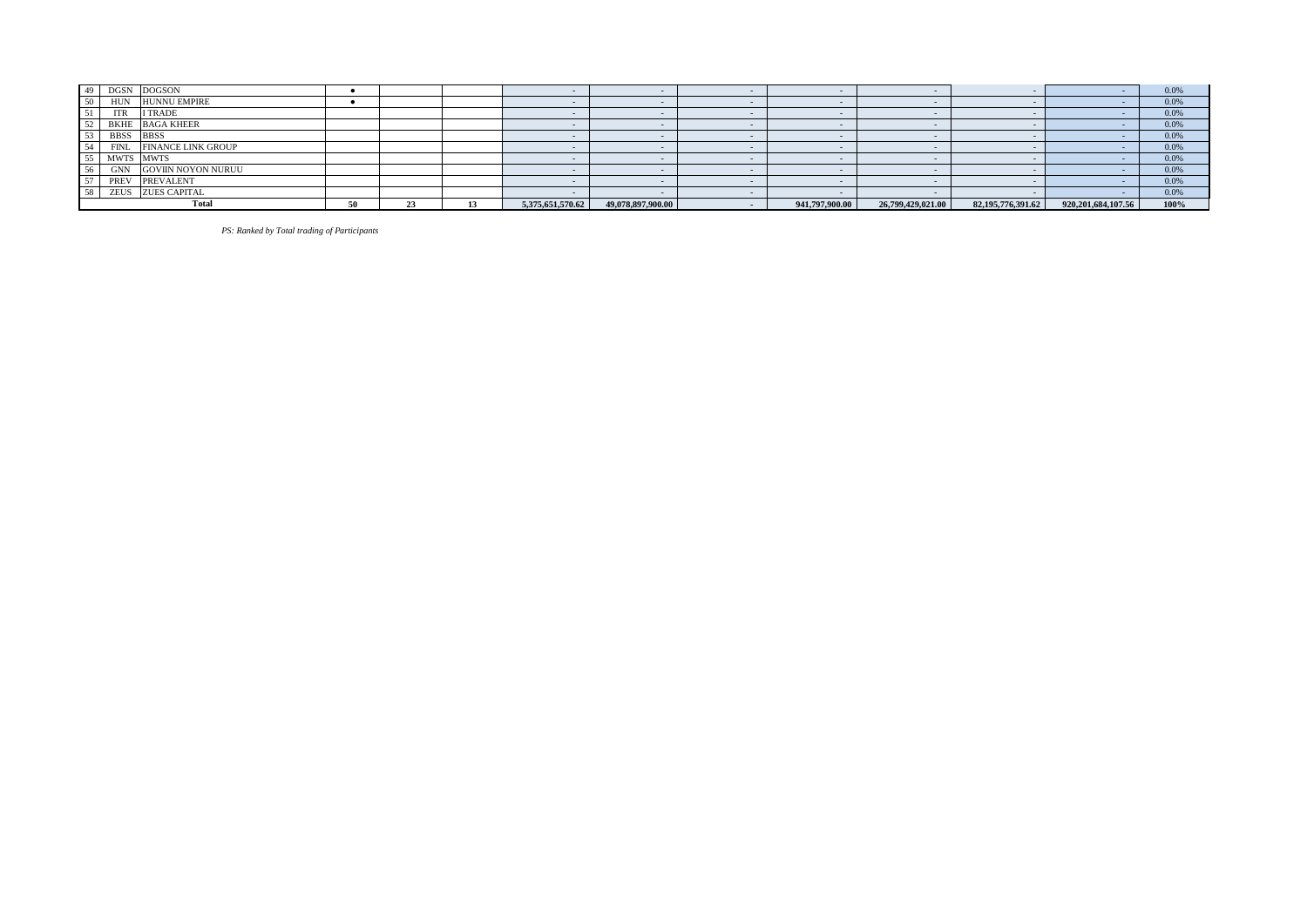| | | | | | | | | | | | | | |
|---|---|---|---|---|---|---|---|---|---|---|---|---|---|
| 49 | DGSN | DOGSON | • | | | - | - | - | - | - | - | - | 0.0% |
| 50 | HUN | HUNNU EMPIRE | • | | | - | - | - | - | - | - | - | 0.0% |
| 51 | ITR | I TRADE | | | | - | - | - | - | - | - | - | 0.0% |
| 52 | BKHE | BAGA KHEER | | | | - | - | - | - | - | - | - | 0.0% |
| 53 | BBSS | BBSS | | | | - | - | - | - | - | - | - | 0.0% |
| 54 | FINL | FINANCE LINK GROUP | | | | - | - | - | - | - | - | - | 0.0% |
| 55 | MWTS | MWTS | | | | - | - | - | - | - | - | - | 0.0% |
| 56 | GNN | GOVIIN NOYON NURUU | | | | - | - | - | - | - | - | - | 0.0% |
| 57 | PREV | PREVALENT | | | | - | - | - | - | - | - | - | 0.0% |
| 58 | ZEUS | ZUES CAPITAL | | | | - | - | - | - | - | - | - | 0.0% |
| **Total** | | | **50** | **23** | **13** | **5,375,651,570.62** | **49,078,897,900.00** | **-** | **941,797,900.00** | **26,799,429,021.00** | **82,195,776,391.62** | **920,201,684,107.56** | **100%** |

*PS: Ranked by Total trading of Participants*